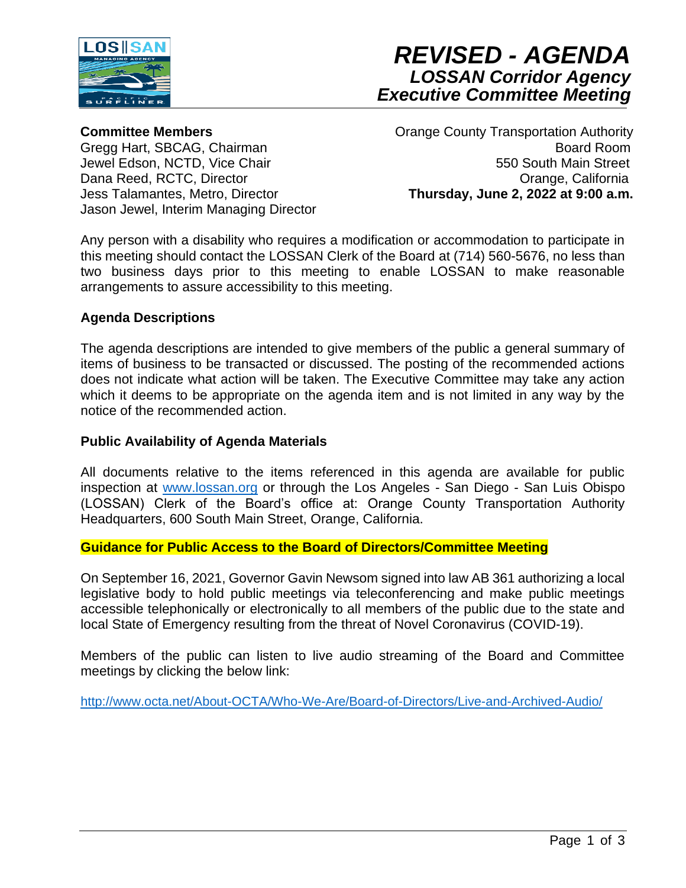# REVISED - AGENDA
## LOSSAN Corridor Agency
## Executive Committee Meeting

**Committee Members**
Gregg Hart, SBCAG, Chairman
Jewel Edson, NCTD, Vice Chair
Dana Reed, RCTC, Director
Jess Talamantes, Metro, Director
Jason Jewel, Interim Managing Director

Orange County Transportation Authority
Board Room
550 South Main Street
Orange, California
**Thursday, June 2, 2022 at 9:00 a.m.**

Any person with a disability who requires a modification or accommodation to participate in this meeting should contact the LOSSAN Clerk of the Board at (714) 560-5676, no less than two business days prior to this meeting to enable LOSSAN to make reasonable arrangements to assure accessibility to this meeting.

**Agenda Descriptions**

The agenda descriptions are intended to give members of the public a general summary of items of business to be transacted or discussed. The posting of the recommended actions does not indicate what action will be taken. The Executive Committee may take any action which it deems to be appropriate on the agenda item and is not limited in any way by the notice of the recommended action.

**Public Availability of Agenda Materials**

All documents relative to the items referenced in this agenda are available for public inspection at www.lossan.org or through the Los Angeles - San Diego - San Luis Obispo (LOSSAN) Clerk of the Board's office at: Orange County Transportation Authority Headquarters, 600 South Main Street, Orange, California.

**Guidance for Public Access to the Board of Directors/Committee Meeting**

On September 16, 2021, Governor Gavin Newsom signed into law AB 361 authorizing a local legislative body to hold public meetings via teleconferencing and make public meetings accessible telephonically or electronically to all members of the public due to the state and local State of Emergency resulting from the threat of Novel Coronavirus (COVID-19).

Members of the public can listen to live audio streaming of the Board and Committee meetings by clicking the below link:

http://www.octa.net/About-OCTA/Who-We-Are/Board-of-Directors/Live-and-Archived-Audio/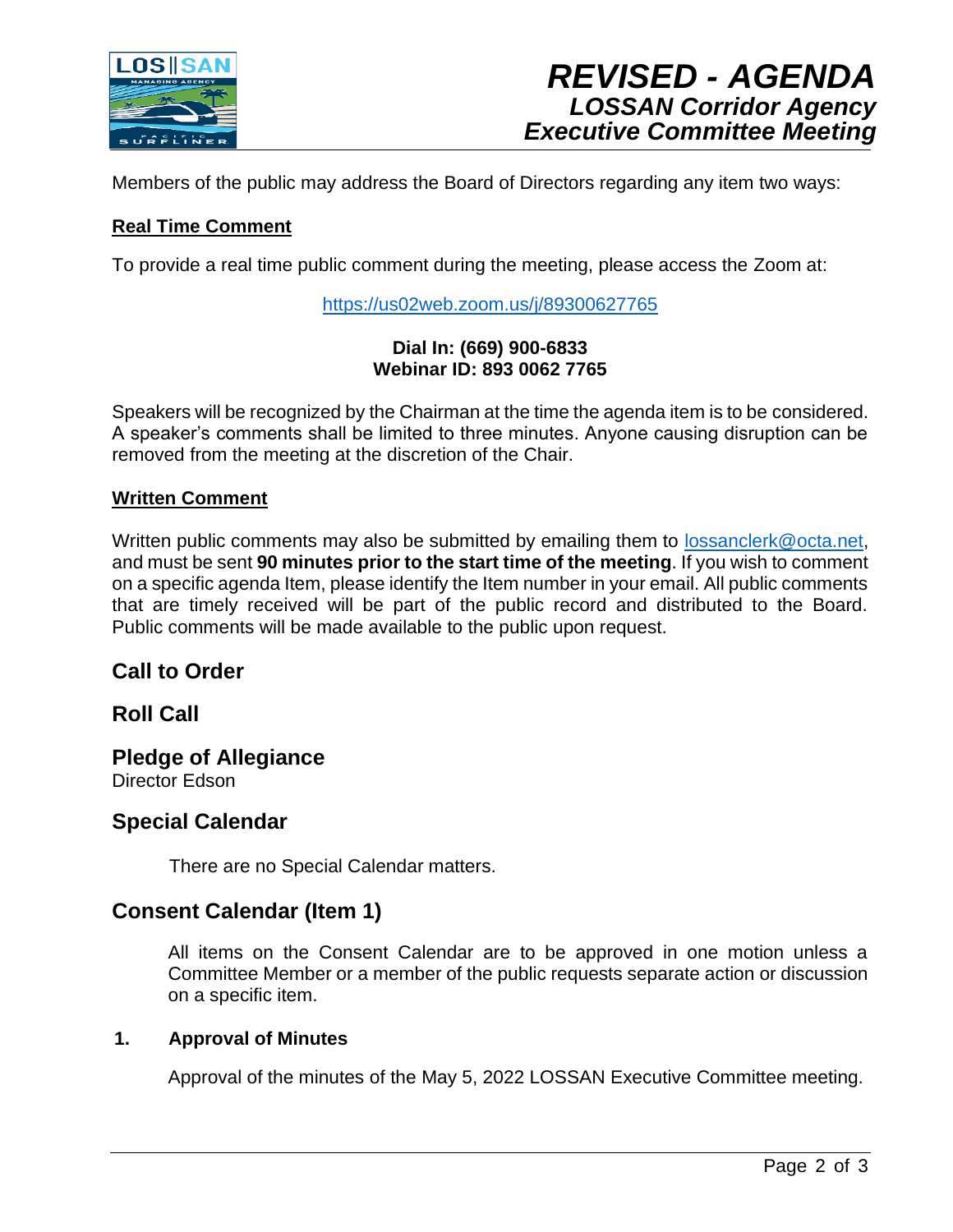# REVISED - AGENDA
## LOSSAN Corridor Agency
## Executive Committee Meeting

Members of the public may address the Board of Directors regarding any item two ways:

**Real Time Comment**

To provide a real time public comment during the meeting, please access the Zoom at:

https://us02web.zoom.us/j/89300627765

**Dial In: (669) 900-6833**
**Webinar ID: 893 0062 7765**

Speakers will be recognized by the Chairman at the time the agenda item is to be considered. A speaker's comments shall be limited to three minutes. Anyone causing disruption can be removed from the meeting at the discretion of the Chair.

**Written Comment**

Written public comments may also be submitted by emailing them to lossanclerk@octa.net, and must be sent **90 minutes prior to the start time of the meeting**. If you wish to comment on a specific agenda Item, please identify the Item number in your email. All public comments that are timely received will be part of the public record and distributed to the Board. Public comments will be made available to the public upon request.

## Call to Order

## Roll Call

## Pledge of Allegiance

Director Edson

## Special Calendar

There are no Special Calendar matters.

## Consent Calendar (Item 1)

All items on the Consent Calendar are to be approved in one motion unless a Committee Member or a member of the public requests separate action or discussion on a specific item.

**1. Approval of Minutes**

Approval of the minutes of the May 5, 2022 LOSSAN Executive Committee meeting.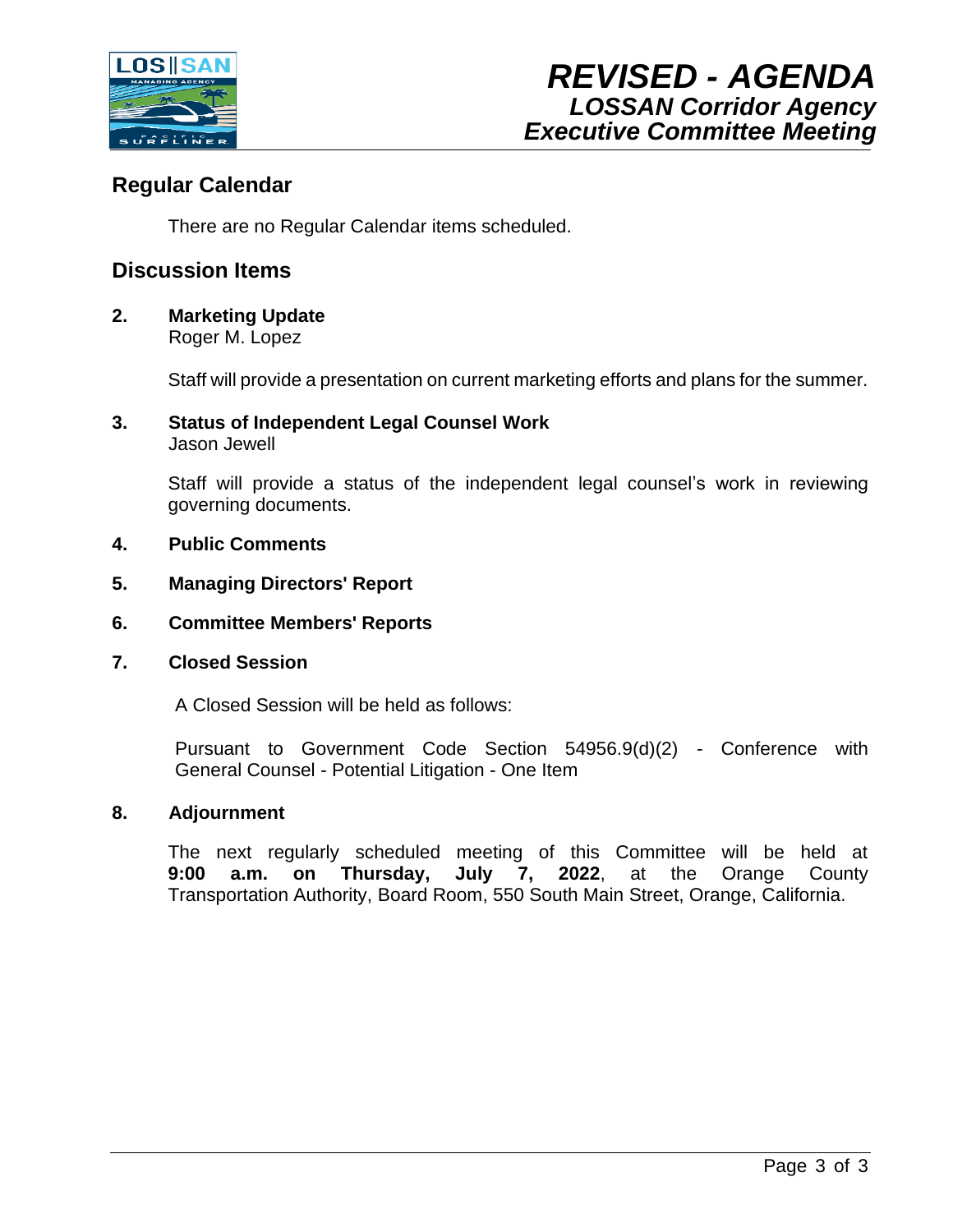## Regular Calendar

There are no Regular Calendar items scheduled.

## Discussion Items

**2. Marketing Update**
Roger M. Lopez

Staff will provide a presentation on current marketing efforts and plans for the summer.

**3. Status of Independent Legal Counsel Work**
Jason Jewell

Staff will provide a status of the independent legal counsel's work in reviewing governing documents.

**4. Public Comments**

**5. Managing Directors' Report**

**6. Committee Members' Reports**

**7. Closed Session**

A Closed Session will be held as follows:

Pursuant to Government Code Section 54956.9(d)(2) - Conference with General Counsel - Potential Litigation - One Item

**8. Adjournment**

The next regularly scheduled meeting of this Committee will be held at **9:00 a.m. on Thursday, July 7, 2022**, at the Orange County Transportation Authority, Board Room, 550 South Main Street, Orange, California.